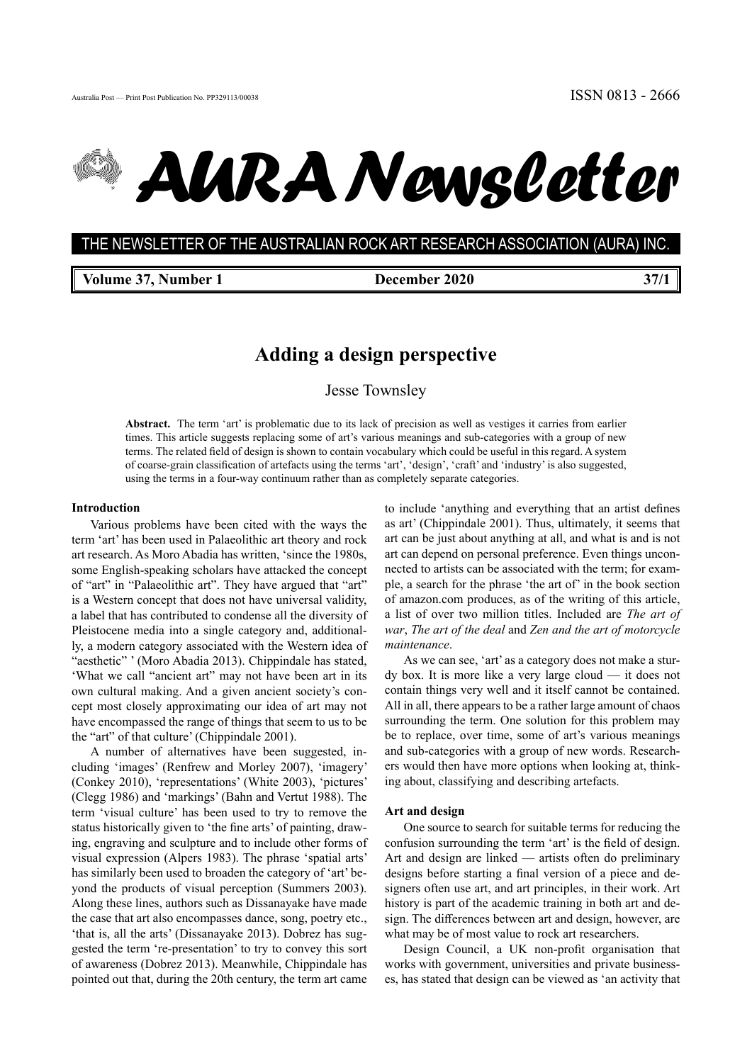Australia Post — Print Post Publication No. PP329113/00038

ISSN 0813 - 2666

# AURA Newsletter

THE NEWSLETTER OF THE AUSTRALIAN ROCK ART RESEARCH ASSOCIATION (AURA) INC.

**Volume 37, Number 1** **December 2020** **37/1**

## Adding a design perspective

Jesse Townsley

**Abstract.** The term 'art' is problematic due to its lack of precision as well as vestiges it carries from earlier times. This article suggests replacing some of art's various meanings and sub-categories with a group of new terms. The related field of design is shown to contain vocabulary which could be useful in this regard. A system of coarse-grain classification of artefacts using the terms 'art', 'design', 'craft' and 'industry' is also suggested, using the terms in a four-way continuum rather than as completely separate categories.

### Introduction

Various problems have been cited with the ways the term 'art' has been used in Palaeolithic art theory and rock art research. As Moro Abadia has written, 'since the 1980s, some English-speaking scholars have attacked the concept of "art" in "Palaeolithic art". They have argued that "art" is a Western concept that does not have universal validity, a label that has contributed to condense all the diversity of Pleistocene media into a single category and, additionally, a modern category associated with the Western idea of "aesthetic" ' (Moro Abadia 2013). Chippindale has stated, 'What we call "ancient art" may not have been art in its own cultural making. And a given ancient society's concept most closely approximating our idea of art may not have encompassed the range of things that seem to us to be the "art" of that culture' (Chippindale 2001).

A number of alternatives have been suggested, including 'images' (Renfrew and Morley 2007), 'imagery' (Conkey 2010), 'representations' (White 2003), 'pictures' (Clegg 1986) and 'markings' (Bahn and Vertut 1988). The term 'visual culture' has been used to try to remove the status historically given to 'the fine arts' of painting, drawing, engraving and sculpture and to include other forms of visual expression (Alpers 1983). The phrase 'spatial arts' has similarly been used to broaden the category of 'art' beyond the products of visual perception (Summers 2003). Along these lines, authors such as Dissanayake have made the case that art also encompasses dance, song, poetry etc., 'that is, all the arts' (Dissanayake 2013). Dobrez has suggested the term 're-presentation' to try to convey this sort of awareness (Dobrez 2013). Meanwhile, Chippindale has pointed out that, during the 20th century, the term art came to include 'anything and everything that an artist defines as art' (Chippindale 2001). Thus, ultimately, it seems that art can be just about anything at all, and what is and is not art can depend on personal preference. Even things unconnected to artists can be associated with the term; for example, a search for the phrase 'the art of' in the book section of amazon.com produces, as of the writing of this article, a list of over two million titles. Included are *The art of war*, *The art of the deal* and *Zen and the art of motorcycle maintenance*.

As we can see, 'art' as a category does not make a sturdy box. It is more like a very large cloud — it does not contain things very well and it itself cannot be contained. All in all, there appears to be a rather large amount of chaos surrounding the term. One solution for this problem may be to replace, over time, some of art's various meanings and sub-categories with a group of new words. Researchers would then have more options when looking at, thinking about, classifying and describing artefacts.

### Art and design

One source to search for suitable terms for reducing the confusion surrounding the term 'art' is the field of design. Art and design are linked — artists often do preliminary designs before starting a final version of a piece and designers often use art, and art principles, in their work. Art history is part of the academic training in both art and design. The differences between art and design, however, are what may be of most value to rock art researchers.

Design Council, a UK non-profit organisation that works with government, universities and private businesses, has stated that design can be viewed as 'an activity that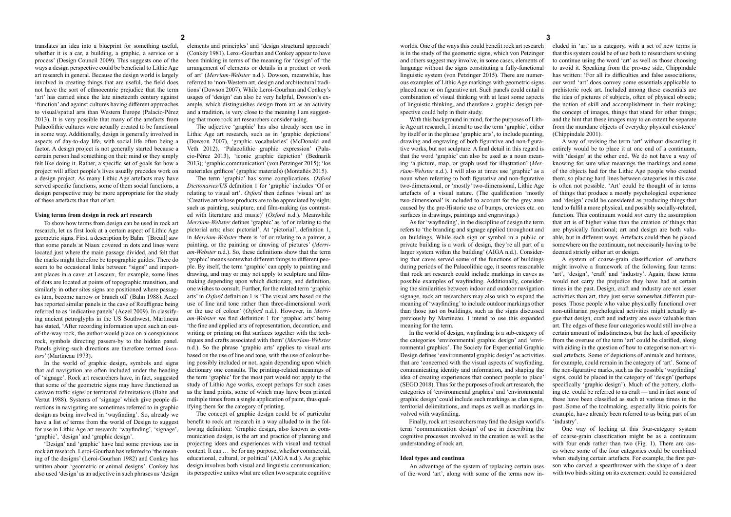translates an idea into a blueprint for something useful, whether it is a car, a building, a graphic, a service or a process' (Design Council 2009). This suggests one of the ways a design perspective could be beneficial to Lithic Age art research in general. Because the design world is largely involved in creating things that are useful, the field does not have the sort of ethnocentric prejudice that the term 'art' has carried since the late nineteenth century against 'function' and against cultures having different approaches to visual/spatial arts than Western Europe (Palacio-Pérez 2013). It is very possible that many of the artefacts from Palaeolithic cultures were actually created to be functional in some way. Additionally, design is generally involved in aspects of day-to-day life, with social life often being a factor. A design project is not generally started because a certain person had something on their mind or they simply felt like doing it. Rather, a specific set of goals for how a project will affect people's lives usually precedes work on a design project. As many Lithic Age artefacts may have served specific functions, some of them social functions, a design perspective may be more appropriate for the study of these artefacts than that of art.

### Using terms from design in rock art research

To show how terms from design can be used in rock art research, let us first look at a certain aspect of Lithic Age geometric signs. First, a description by Bahn: '[Breuil] saw that some panels at Niaux covered in dots and lines were located just where the main passage divided, and felt that the marks might therefore be topographic guides. There do seem to be occasional links between "signs" and important places in a cave: at Lascaux, for example, some lines of dots are located at points of topographic transition, and similarly in other sites signs are positioned where passages turn, become narrow or branch off' (Bahn 1988). Aczel has reported similar panels in the cave of Rouffignac being referred to as 'indicative panels' (Aczel 2009). In classifying ancient petroglyphs in the US Southwest, Martineau has stated, 'After recording information upon such an out-of-the-way rock, the author would place on a conspicuous rock, symbols directing passers-by to the hidden panel. Panels giving such directions are therefore termed *locators*' (Martineau 1973).

In the world of graphic design, symbols and signs that aid navigation are often included under the heading of 'signage'. Rock art researchers have, in fact, suggested that some of the geometric signs may have functioned as caravan traffic signs or territorial delimitations (Bahn and Vertut 1988). Systems of 'signage' which give people directions in navigating are sometimes referred to in graphic design as being involved in 'wayfinding'. So, already we have a list of terms from the world of Design to suggest for use in Lithic Age art research: 'wayfinding', 'signage', 'graphic', 'design' and 'graphic design'.

'Design' and 'graphic' have had some previous use in rock art research. Leroi-Gourhan has referred to 'the meaning of the designs' (Leroi-Gourhan 1982) and Conkey has written about 'geometric or animal designs'. Conkey has also used 'design' as an adjective in such phrases as 'design elements and principles' and 'design structural approach' (Conkey 1981). Leroi-Gourhan and Conkey appear to have been thinking in terms of the meaning for 'design' of 'the arrangement of elements or details in a product or work of art' (*Merriam-Webster* n.d.). Dowson, meanwhile, has referred to 'non-Western art, design and architectural traditions' (Dowson 2007). While Leroi-Gourhan and Conkey's usages of 'design' can also be very helpful, Dowson's example, which distinguishes design from art as an activity and a tradition, is very close to the meaning I am suggesting that more rock art researchers consider using.

The adjective 'graphic' has also already seen use in Lithic Age art research, such as in 'graphic depictions' (Dowson 2007), 'graphic vocabularies' (McDonald and Veth 2012), 'Palaeolithic graphic expression' (Palacio-Pérez 2013), 'iconic graphic depiction' (Bednarik 2013); 'graphic communication' (von Petzinger 2015); 'los materiales gráficos' (graphic materials) (Montañés 2015).

The term 'graphic' has some complications. *Oxford Dictionaries/US* definition 1 for 'graphic' includes 'Of or relating to visual art'. *Oxford* then defines 'visual art' as 'Creative art whose products are to be appreciated by sight, such as painting, sculpture, and film-making (as contrasted with literature and music)' (*Oxford* n.d.). Meanwhile *Merriam-Webster* defines 'graphic' as 'of or relating to the pictorial arts; also: pictorial'. At 'pictorial', definition 1, in *Merriam-Webster* there is 'of or relating to a painter, a painting, or the painting or drawing of pictures' (*Merriam-Webster* n.d.). So, these definitions show that the term 'graphic' means somewhat different things to different people. By itself, the term 'graphic' can apply to painting and drawing, and may or may not apply to sculpture and film-making depending upon which dictionary, and definition, one wishes to consult. Further, for the related term 'graphic arts' in *Oxford* definition 1 is 'The visual arts based on the use of line and tone rather than three-dimensional work or the use of colour' (*Oxford* n.d.). However, in *Merriam-Webster* we find definition 1 for 'graphic arts' being 'the fine and applied arts of representation, decoration, and writing or printing on flat surfaces together with the techniques and crafts associated with them' (*Merriam-Webster* n.d.). So the phrase 'graphic arts' applies to visual arts based on the use of line and tone, with the use of colour being possibly included or not, again depending upon which dictionary one consults. The printing-related meanings of the term 'graphic' for the most part would not apply to the study of Lithic Age works, except perhaps for such cases as the hand prints, some of which may have been printed multiple times from a single application of paint, thus qualifying them for the category of printing.

The concept of graphic design could be of particular benefit to rock art research in a way alluded to in the following definition: 'Graphic design, also known as communication design, is the art and practice of planning and projecting ideas and experiences with visual and textual content. It can … be for any purpose, whether commercial, educational, cultural, or political' (AIGA n.d.). As graphic design involves both visual and linguistic communication, its perspective unites what are often two separate cognitive worlds. One of the ways this could benefit rock art research is in the study of the geometric signs, which von Petzinger and others suggest may involve, in some cases, elements of language without the signs constituting a fully-functional linguistic system (von Petzinger 2015). There are numerous examples of Lithic Age markings with geometric signs placed near or on figurative art. Such panels could entail a combination of visual thinking with at least some aspects of linguistic thinking, and therefore a graphic design perspective could help in their study.

With this background in mind, for the purposes of Lithic Age art research, I intend to use the term 'graphic', either by itself or in the phrase 'graphic arts', to include painting, drawing and engraving of both figurative and non-figurative works, but not sculpture. A final detail in this regard is that the word 'graphic' can also be used as a noun meaning 'a picture, map, or graph used for illustration' (*Merriam-Webster* n.d.). I will also at times use 'graphic' as a noun when referring to both figurative and non-figurative two-dimensional, or 'mostly' two-dimensional, Lithic Age artefacts of a visual nature. (The qualification 'mostly two-dimensional' is included to account for the grey area caused by the pre-Historic use of bumps, crevices etc. on surfaces in drawings, paintings and engravings.)

As for 'wayfinding', in the discipline of design the term refers to 'the branding and signage applied throughout and on buildings. While each sign or symbol in a public or private building is a work of design, they're all part of a larger system within the building' (AIGA n.d.). Considering that caves served some of the functions of buildings during periods of the Palaeolithic age, it seems reasonable that rock art research could include markings in caves as possible examples of wayfinding. Additionally, considering the similarities between indoor and outdoor navigation signage, rock art researchers may also wish to expand the meaning of 'wayfinding' to include outdoor markings other than those just on buildings, such as the signs discussed previously by Martineau. I intend to use this expanded meaning for the term.

In the world of design, wayfinding is a sub-category of the categories 'environmental graphic design' and 'environmental graphics'. The Society for Experiential Graphic Design defines 'environmental graphic design' as activities that are 'concerned with the visual aspects of wayfinding, communicating identity and information, and shaping the idea of creating experiences that connect people to place' (SEGD 2018). Thus for the purposes of rock art research, the categories of 'environmental graphics' and 'environmental graphic design' could include such markings as clan signs, territorial delimitations, and maps as well as markings involved with wayfinding.

Finally, rock art researchers may find the design world's term 'communication design' of use in describing the cognitive processes involved in the creation as well as the understanding of rock art.

### Ideal types and continua

An advantage of the system of replacing certain uses of the word 'art', along with some of the terms now included in 'art' as a category, with a set of new terms is that this system could be of use both to researchers wishing to continue using the word 'art' as well as those choosing to avoid it. Speaking from the pro-use side, Chippindale has written: 'For all its difficulties and false associations, our word 'art' does convey some essentials applicable to prehistoric rock art. Included among these essentials are the idea of pictures of subjects, often of physical objects; the notion of skill and accomplishment in their making; the concept of images, things that stand for other things; and the hint that these images may to an extent be separate from the mundane objects of everyday physical existence' (Chippindale 2001).

A way of revising the term 'art' without discarding it entirely would be to place it at one end of a continuum, with 'design' at the other end. We do not have a way of knowing for sure what meanings the markings and some of the objects had for the Lithic Age people who created them, so placing hard lines between categories in this case is often not possible. 'Art' could be thought of in terms of things that produce a mostly psychological experience and 'design' could be considered as producing things that tend to fulfil a more physical, and possibly socially-related, function. This continuum would *not* carry the assumption that art is of higher value than the creation of things that are physically functional; art and design are both valuable, but in different ways. Artefacts could then be placed somewhere on the continuum, not necessarily having to be deemed strictly either art or design.

A system of coarse-grain classification of artefacts might involve a framework of the following four terms: 'art', 'design', 'craft' and 'industry'. Again, these terms would not carry the prejudice they have had at certain times in the past. Design, craft and industry are not lesser activities than art, they just serve somewhat different purposes. Those people who value physically functional over non-utilitarian psychological activities might actually argue that design, craft and industry are *more* valuable than art. The edges of these four categories would still involve a certain amount of indistinctness, but the lack of specificity from the overuse of the term 'art' could be clarified, along with aiding in the question of how to categorise non-art visual artefacts. Some of depictions of animals and humans, for example, could remain in the category of 'art'. Some of the non-figurative marks, such as the possible 'wayfinding' signs, could be placed in the category of 'design' (perhaps specifically 'graphic design'). Much of the pottery, clothing etc. could be referred to as craft — and in fact some of these have been classified as such at various times in the past. Some of the toolmaking, especially lithic points for example, have already been referred to as being part of an 'industry'.

One way of looking at this four-category system of coarse-grain classification might be as a continuum with four ends rather than two (Fig. 1). There are cases where some of the four categories could be combined when studying certain artefacts. For example, the first person who carved a spearthrower with the shape of a deer with two birds sitting on its excrement could be considered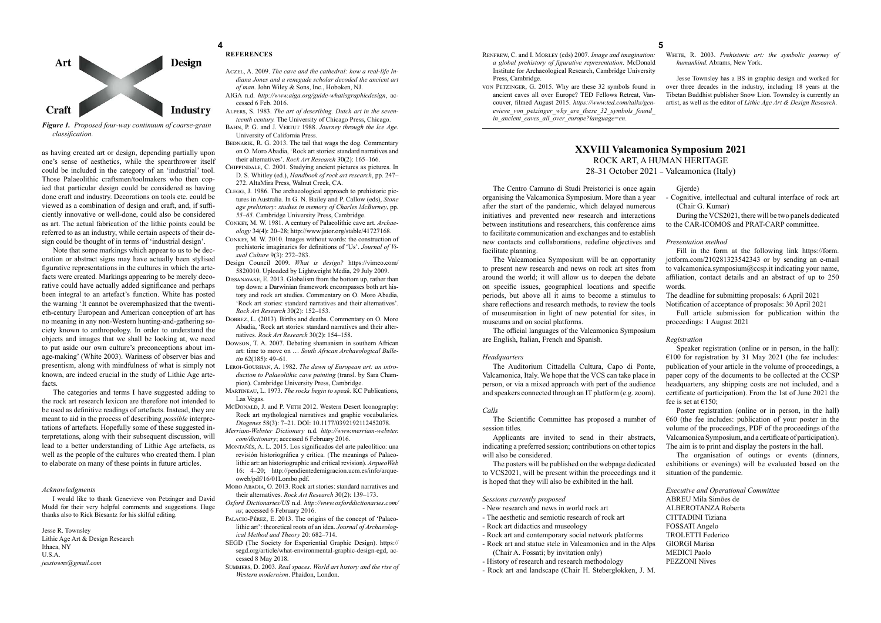Art — Design

Craft — Industry

*Figure 1. Proposed four-way continuum of coarse-grain classification.*

as having created art or design, depending partially upon one's sense of aesthetics, while the spearthrower itself could be included in the category of an 'industrial' tool. Those Palaeolithic craftsmen/toolmakers who then copied that particular design could be considered as having done craft and industry. Decorations on tools etc. could be viewed as a combination of design and craft, and, if sufficiently innovative or well-done, could also be considered as art. The actual fabrication of the lithic points could be referred to as an industry, while certain aspects of their design could be thought of in terms of 'industrial design'.

Note that some markings which appear to us to be decoration or abstract signs may have actually been stylised figurative representations in the cultures in which the artefacts were created. Markings appearing to be merely decorative could have actually added significance and perhaps been integral to an artefact's function. White has posted the warning 'It cannot be overemphasized that the twentieth-century European and American conception of art has no meaning in any non-Western hunting-and-gathering society known to anthropology. In order to understand the objects and images that we shall be looking at, we need to put aside our own culture's preconceptions about image-making' (White 2003). Wariness of observer bias and presentism, along with mindfulness of what is simply not known, are indeed crucial in the study of Lithic Age artefacts.

The categories and terms I have suggested adding to the rock art research lexicon are therefore not intended to be used as definitive readings of artefacts. Instead, they are meant to aid in the process of describing *possible* interpretations of artefacts. Hopefully some of these suggested interpretations, along with their subsequent discussion, will lead to a better understanding of Lithic Age artefacts, as well as the people of the cultures who created them. I plan to elaborate on many of these points in future articles.

### *Acknowledgments*

I would like to thank Genevieve von Petzinger and David Mudd for their very helpful comments and suggestions. Huge thanks also to Rick Biesantz for his skilful editing.

Jesse R. Townsley
Lithic Age Art & Design Research
Ithaca, NY
U.S.A.
*jesstowns@gmail.com*

## REFERENCES

Aczel, A. 2009. *The cave and the cathedral: how a real-life Indiana Jones and a renegade scholar decoded the ancient art of man*. John Wiley & Sons, Inc., Hoboken, NJ.

AIGA n.d. *http://www.aiga.org/guide-whatisgraphicdesign*, accessed 6 Feb. 2016.

Alpers, S. 1983. *The art of describing. Dutch art in the seventeenth century.* The University of Chicago Press, Chicago.

Bahn, P. G. and J. Vertut 1988. *Journey through the Ice Age.* University of California Press.

Bednarik, R. G. 2013. The tail that wags the dog. Commentary on O. Moro Abadia, 'Rock art stories: standard narratives and their alternatives'. *Rock Art Research* 30(2): 165–166.

Chippindale, C. 2001. Studying ancient pictures as pictures. In D. S. Whitley (ed.), *Handbook of rock art research*, pp. 247–272. AltaMira Press, Walnut Creek, CA.

Clegg, J. 1986. The archaeological approach to prehistoric pictures in Australia. In G. N. Bailey and P. Callow (eds), *Stone age prehistory: studies in memory of Charles McBurney*, pp. 55–65. Cambridge University Press, Cambridge.

Conkey, M. W. 1981. A century of Palaeolithic cave art. *Archaeology* 34(4): 20–28; http://www.jstor.org/stable/41727168.

Conkey, M. W. 2010. Images without words: the construction of prehistoric imaginaries for definitions of 'Us'. *Journal of Visual Culture* 9(3): 272–283.

Design Council 2009. *What is design?* https://vimeo.com/5820010. Uploaded by Lightweight Media, 29 July 2009.

Dissanayake, E. 2013. Globalism from the bottom up, rather than top down: a Darwinian framework encompasses both art history and rock art studies. Commentary on O. Moro Abadia, 'Rock art stories: standard narratives and their alternatives'. *Rock Art Research* 30(2): 152–153.

Dobrez, L. (2013). Births and deaths. Commentary on O. Moro Abadia, 'Rock art stories: standard narratives and their alternatives. *Rock Art Research* 30(2): 154–158.

Dowson, T. A. 2007. Debating shamanism in southern African art: time to move on … *South African Archaeological Bulletin* 62(185): 49–61.

Leroi-Gourhan, A. 1982. *The dawn of European art: an introduction to Palaeolithic cave painting* (transl. by Sara Champion). Cambridge University Press, Cambridge.

Martineau, L. 1973. *The rocks begin to speak*. KC Publications, Las Vegas.

McDonald, J. and P. Veth 2012. Western Desert Iconography: Rock art mythological narratives and graphic vocabularies. *Diogenes* 58(3): 7–21. DOI: 10.1177/0392192112452078.

*Merriam-Webster Dictionary* n.d. *http://www.merriam-webster.com/dictionary*; accessed 6 February 2016.

Montañés, A. L. 2015. Los significados del arte paleolítico: una revisión historiográfica y crítica. (The meanings of Palaeolithic art: an historiographic and critical revision). *ArqueoWeb* 16: 4–20; http://pendientedemigracion.ucm.es/info/arqueoweb/pdf/16/01Lombo.pdf.

Moro Abadia, O. 2013. Rock art stories: standard narratives and their alternatives. *Rock Art Research* 30(2): 139–173.

*Oxford Dictionaries/US* n.d. *http://www.oxforddictionaries.com/us*; accessed 6 February 2016.

Palacio-Pérez, E. 2013. The origins of the concept of 'Palaeolithic art': theoretical roots of an idea. *Journal of Archaeological Method and Theory* 20: 682–714.

SEGD (The Society for Experiential Graphic Design). https://segd.org/article/what-environmental-graphic-design-egd, accessed 8 May 2018.

Summers, D. 2003. *Real spaces. World art history and the rise of Western modernism*. Phaidon, London.

Renfrew, C. and I. Morley (eds) 2007. *Image and imagination: a global prehistory of figurative representation*. McDonald Institute for Archaeological Research, Cambridge University Press, Cambridge.

von Petzinger, G. 2015. Why are these 32 symbols found in ancient caves all over Europe? TED Fellows Retreat, Vancouver, filmed August 2015. *https://www.ted.com/talks/genevieve_von_petzinger_why_are_these_32_symbols_found_in_ancient_caves_all_over_europe?language=en*.

White, R. 2003. *Prehistoric art: the symbolic journey of humankind.* Abrams, New York.

Jesse Townsley has a BS in graphic design and worked for over three decades in the industry, including 18 years at the Tibetan Buddhist publisher Snow Lion. Townsley is currently an artist, as well as the editor of *Lithic Age Art & Design Research*.

# XXVIII Valcamonica Symposium 2021

ROCK ART, A HUMAN HERITAGE

28–31 October 2021 – Valcamonica (Italy)

The Centro Camuno di Studi Preistorici is once again organising the Valcamonica Symposium. More than a year after the start of the pandemic, which delayed numerous initiatives and prevented new research and interactions between institutions and researchers, this conference aims to facilitate communication and exchanges and to establish new contacts and collaborations, redefine objectives and facilitate planning.

The Valcamonica Symposium will be an opportunity to present new research and news on rock art sites from around the world; it will allow us to deepen the debate on specific issues, geographical locations and specific periods, but above all it aims to become a stimulus to share reflections and research methods, to review the tools of museumisation in light of new potential for sites, in museums and on social platforms.

The official languages of the Valcamonica Symposium are English, Italian, French and Spanish.

### *Headquarters*

The Auditorium Cittadella Cultura, Capo di Ponte, Valcamonica, Italy. We hope that the VCS can take place in person, or via a mixed approach with part of the audience and speakers connected through an IT platform (e.g. zoom).

### *Calls*

The Scientific Committee has proposed a number of session titles.

Applicants are invited to send in their abstracts, indicating a preferred session; contributions on other topics will also be considered.

The posters will be published on the webpage dedicated to VCS2021, will be present within the proceedings and it is hoped that they will also be exhibited in the hall.

### *Sessions currently proposed*

- New research and news in world rock art
- The aesthetic and semiotic research of rock art
- Rock art didactics and museology
- Rock art and contemporary social network platforms
- Rock art and statue stele in Valcamonica and in the Alps (Chair A. Fossati; by invitation only)
- History of research and research methodology
- Rock art and landscape (Chair H. Steberglokken, J. M. Gjerde)
- Cognitive, intellectual and cultural interface of rock art (Chair G. Kumar)

During the VCS2021, there will be two panels dedicated to the CAR-ICOMOS and PRAT-CARP committee.

### *Presentation method*

Fill in the form at the following link https://form.jotform.com/210281323542343 or by sending an e-mail to valcamonica.symposium@ccsp.it indicating your name, affiliation, contact details and an abstract of up to 250 words.

The deadline for submitting proposals: 6 April 2021
Notification of acceptance of proposals: 30 April 2021

Full article submission for publication within the proceedings: 1 August 2021

### *Registration*

Speaker registration (online or in person, in the hall): €100 for registration by 31 May 2021 (the fee includes: publication of your article in the volume of proceedings, a paper copy of the documents to be collected at the CCSP headquarters, any shipping costs are not included, and a certificate of participation). From the 1st of June 2021 the fee is set at €150;

Poster registration (online or in person, in the hall) €60 (the fee includes: publication of your poster in the volume of the proceedings, PDF of the proceedings of the Valcamonica Symposium, and a certificate of participation). The aim is to print and display the posters in the hall.

The organisation of outings or events (dinners, exhibitions or evenings) will be evaluated based on the situation of the pandemic.

### *Executive and Operational Committee*

ABREU Mila Simões de
ALBEROTANZA Roberta
CITTADINI Tiziana
FOSSATI Angelo
TROLETTI Federico
GIORGI Marisa
MEDICI Paolo
PEZZONI Nives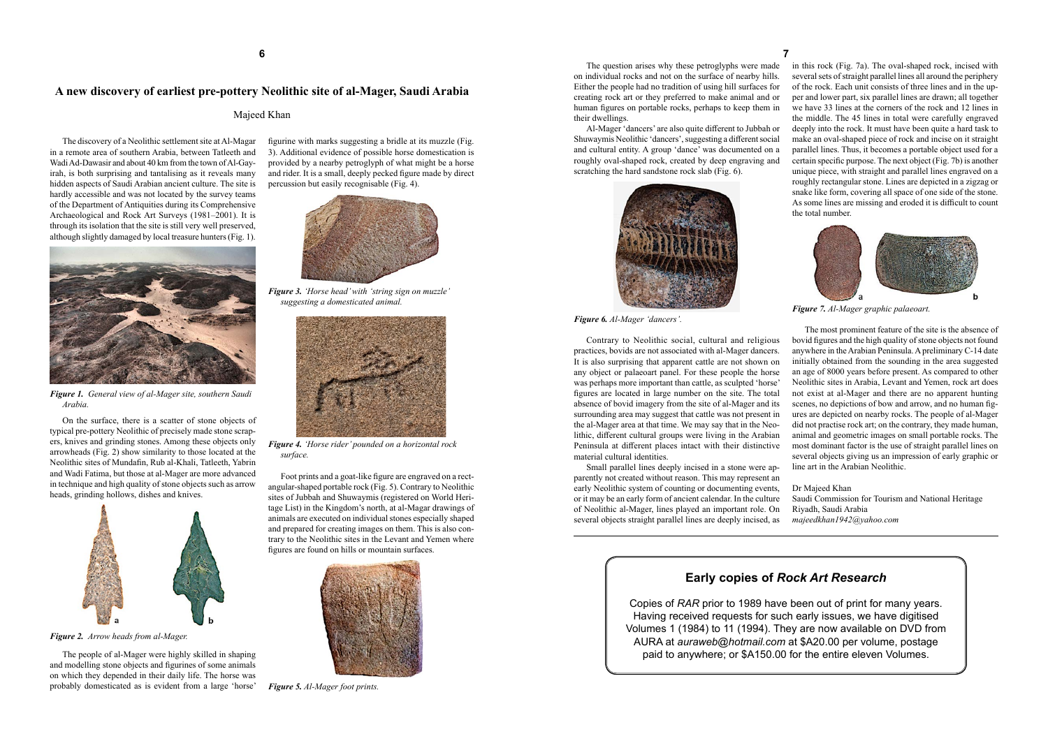# A new discovery of earliest pre-pottery Neolithic site of al-Mager, Saudi Arabia

Majeed Khan

The discovery of a Neolithic settlement site at Al-Magar in a remote area of southern Arabia, between Tatleeth and Wadi Ad-Dawasir and about 40 km from the town of Al-Gayirah, is both surprising and tantalising as it reveals many hidden aspects of Saudi Arabian ancient culture. The site is hardly accessible and was not located by the survey teams of the Department of Antiquities during its Comprehensive Archaeological and Rock Art Surveys (1981–2001). It is through its isolation that the site is still very well preserved, although slightly damaged by local treasure hunters (Fig. 1).

*Figure 1. General view of al-Mager site, southern Saudi Arabia.*

On the surface, there is a scatter of stone objects of typical pre-pottery Neolithic of precisely made stone scrapers, knives and grinding stones. Among these objects only arrowheads (Fig. 2) show similarity to those located at the Neolithic sites of Mundafin, Rub al-Khali, Tatleeth, Yabrin and Wadi Fatima, but those at al-Mager are more advanced in technique and high quality of stone objects such as arrow heads, grinding hollows, dishes and knives.

*Figure 2. Arrow heads from al-Mager.*

The people of al-Mager were highly skilled in shaping and modelling stone objects and figurines of some animals on which they depended in their daily life. The horse was probably domesticated as is evident from a large 'horse' figurine with marks suggesting a bridle at its muzzle (Fig. 3). Additional evidence of possible horse domestication is provided by a nearby petroglyph of what might be a horse and rider. It is a small, deeply pecked figure made by direct percussion but easily recognisable (Fig. 4).

*Figure 3. 'Horse head' with 'string sign on muzzle' suggesting a domesticated animal.*

*Figure 4. 'Horse rider' pounded on a horizontal rock surface.*

Foot prints and a goat-like figure are engraved on a rectangular-shaped portable rock (Fig. 5). Contrary to Neolithic sites of Jubbah and Shuwaymis (registered on World Heritage List) in the Kingdom's north, at al-Magar drawings of animals are executed on individual stones especially shaped and prepared for creating images on them. This is also contrary to the Neolithic sites in the Levant and Yemen where figures are found on hills or mountain surfaces.

*Figure 5. Al-Mager foot prints.*

The question arises why these petroglyphs were made on individual rocks and not on the surface of nearby hills. Either the people had no tradition of using hill surfaces for creating rock art or they preferred to make animal and or human figures on portable rocks, perhaps to keep them in their dwellings.

Al-Mager 'dancers' are also quite different to Jubbah or Shuwaymis Neolithic 'dancers', suggesting a different social and cultural entity. A group 'dance' was documented on a roughly oval-shaped rock, created by deep engraving and scratching the hard sandstone rock slab (Fig. 6).

*Figure 6. Al-Mager 'dancers'.*

Contrary to Neolithic social, cultural and religious practices, bovids are not associated with al-Mager dancers. It is also surprising that apparent cattle are not shown on any object or palaeoart panel. For these people the horse was perhaps more important than cattle, as sculpted 'horse' figures are located in large number on the site. The total absence of bovid imagery from the site of al-Mager and its surrounding area may suggest that cattle was not present in the al-Mager area at that time. We may say that in the Neolithic, different cultural groups were living in the Arabian Peninsula at different places intact with their distinctive material cultural identities.

Small parallel lines deeply incised in a stone were apparently not created without reason. This may represent an early Neolithic system of counting or documenting events, or it may be an early form of ancient calendar. In the culture of Neolithic al-Mager, lines played an important role. On several objects straight parallel lines are deeply incised, as in this rock (Fig. 7a). The oval-shaped rock, incised with several sets of straight parallel lines all around the periphery of the rock. Each unit consists of three lines and in the upper and lower part, six parallel lines are drawn; all together we have 33 lines at the corners of the rock and 12 lines in the middle. The 45 lines in total were carefully engraved deeply into the rock. It must have been quite a hard task to make an oval-shaped piece of rock and incise on it straight parallel lines. Thus, it becomes a portable object used for a certain specific purpose. The next object (Fig. 7b) is another unique piece, with straight and parallel lines engraved on a roughly rectangular stone. Lines are depicted in a zigzag or snake like form, covering all space of one side of the stone. As some lines are missing and eroded it is difficult to count the total number.

*Figure 7. Al-Mager graphic palaeoart.*

The most prominent feature of the site is the absence of bovid figures and the high quality of stone objects not found anywhere in the Arabian Peninsula. A preliminary C-14 date initially obtained from the sounding in the area suggested an age of 8000 years before present. As compared to other Neolithic sites in Arabia, Levant and Yemen, rock art does not exist at al-Mager and there are no apparent hunting scenes, no depictions of bow and arrow, and no human figures are depicted on nearby rocks. The people of al-Mager did not practise rock art; on the contrary, they made human, animal and geometric images on small portable rocks. The most dominant factor is the use of straight parallel lines on several objects giving us an impression of early graphic or line art in the Arabian Neolithic.

Dr Majeed Khan
Saudi Commission for Tourism and National Heritage
Riyadh, Saudi Arabia
*majeedkhan1942@yahoo.com*

## Early copies of *Rock Art Research*

Copies of *RAR* prior to 1989 have been out of print for many years. Having received requests for such early issues, we have digitised Volumes 1 (1984) to 11 (1994). They are now available on DVD from AURA at *auraweb@hotmail.com* at $A20.00 per volume, postage paid to anywhere; or $A150.00 for the entire eleven Volumes.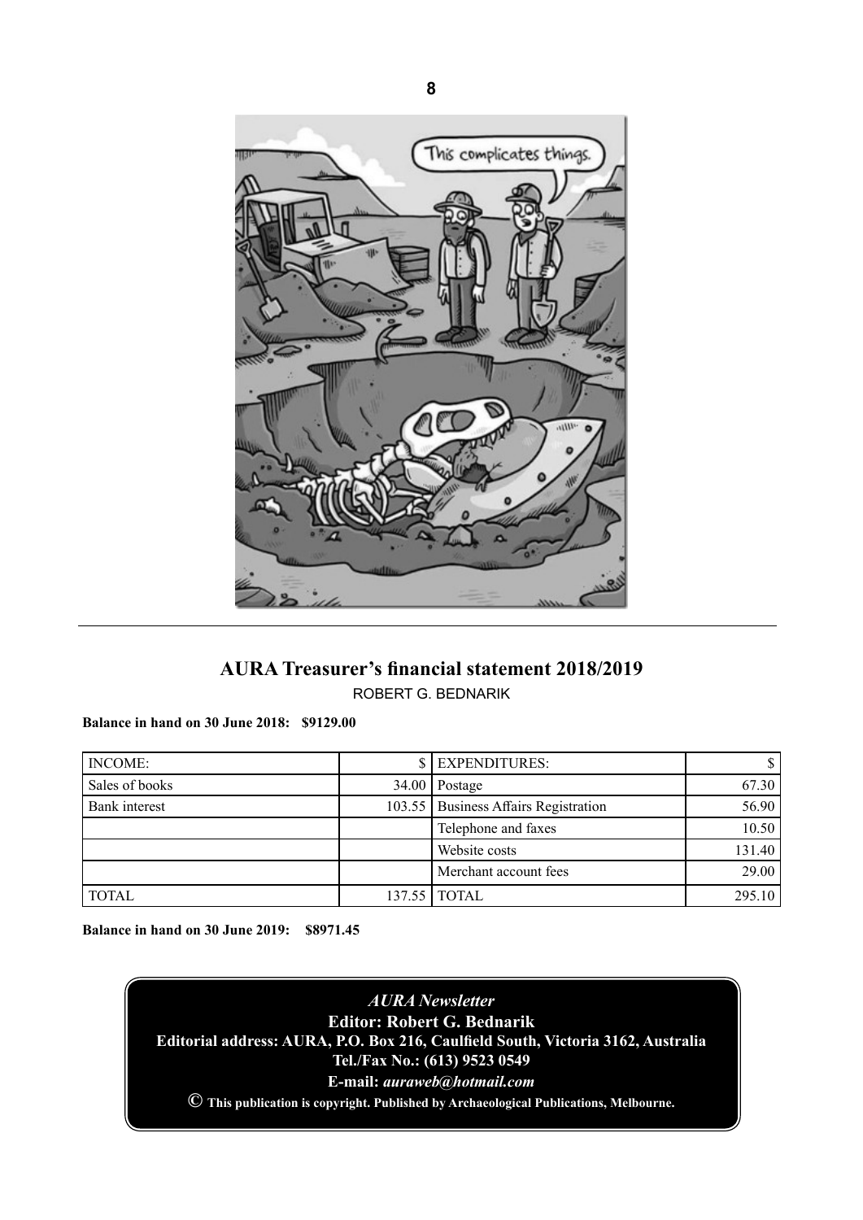## AURA Treasurer's financial statement 2018/2019

ROBERT G. BEDNARIK

**Balance in hand on 30 June 2018: $9129.00**

| INCOME: | $ | EXPENDITURES: | $ |
|---|---|---|---|
| Sales of books | 34.00 | Postage | 67.30 |
| Bank interest | 103.55 | Business Affairs Registration | 56.90 |
| | | Telephone and faxes | 10.50 |
| | | Website costs | 131.40 |
| | | Merchant account fees | 29.00 |
| TOTAL | 137.55 | TOTAL | 295.10 |

**Balance in hand on 30 June 2019: $8971.45**

***AURA Newsletter***
**Editor: Robert G. Bednarik**
**Editorial address: AURA, P.O. Box 216, Caulfield South, Victoria 3162, Australia**
**Tel./Fax No.: (613) 9523 0549**
**E-mail: *auraweb@hotmail.com***
**© This publication is copyright. Published by Archaeological Publications, Melbourne.**